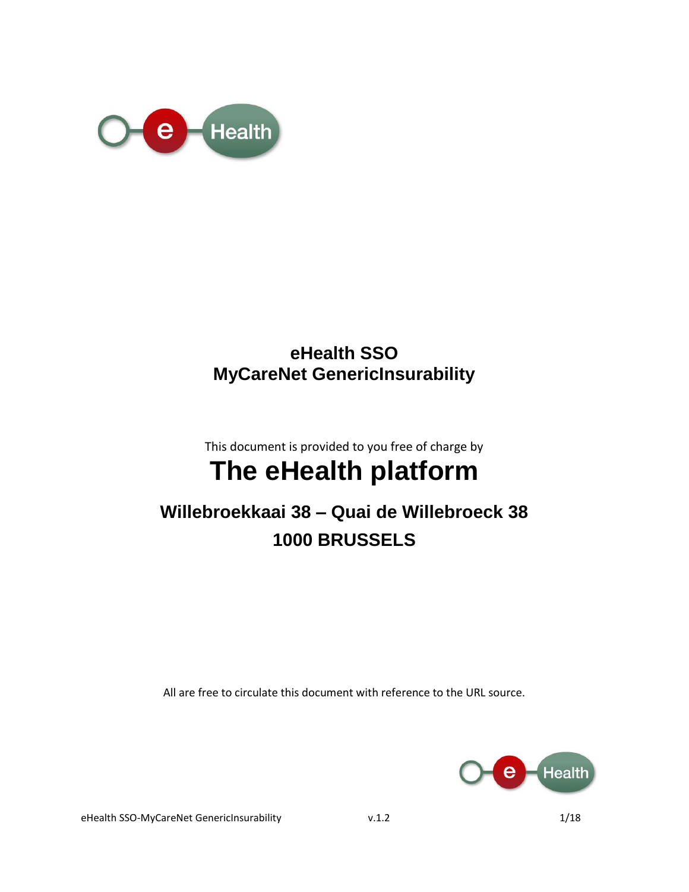# eHealth SSO
# MyCareNet GenericInsurability

This document is provided to you free of charge by

## The eHealth platform

### Willebroekkaai 38 – Quai de Willebroeck 38
### 1000 BRUSSELS

All are free to circulate this document with reference to the URL source.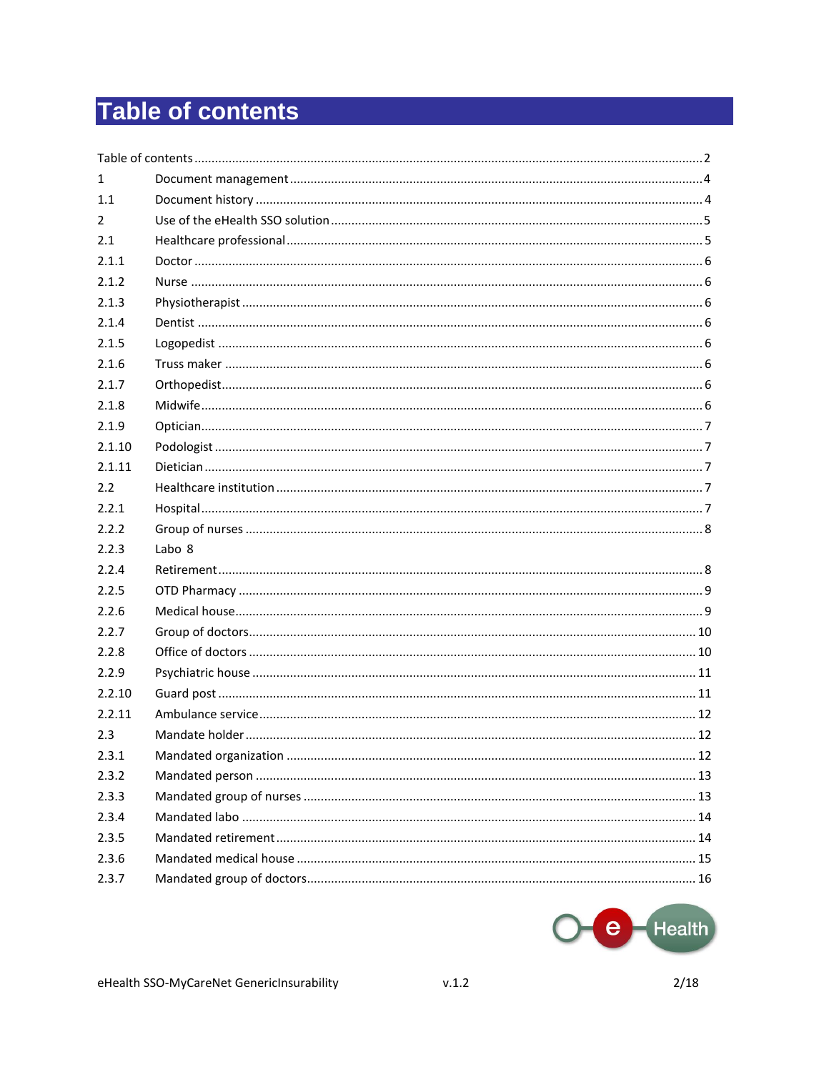# Table of contents

Table of contents ........................................................................ 2

1 Document management ........................................................................ 4

1.1 Document history ........................................................................ 4

2 Use of the eHealth SSO solution ........................................................................ 5

2.1 Healthcare professional ........................................................................ 5

2.1.1 Doctor ........................................................................ 6

2.1.2 Nurse ........................................................................ 6

2.1.3 Physiotherapist ........................................................................ 6

2.1.4 Dentist ........................................................................ 6

2.1.5 Logopedist ........................................................................ 6

2.1.6 Truss maker ........................................................................ 6

2.1.7 Orthopedist ........................................................................ 6

2.1.8 Midwife ........................................................................ 6

2.1.9 Optician ........................................................................ 7

2.1.10 Podologist ........................................................................ 7

2.1.11 Dietician ........................................................................ 7

2.2 Healthcare institution ........................................................................ 7

2.2.1 Hospital ........................................................................ 7

2.2.2 Group of nurses ........................................................................ 8

2.2.3 Labo 8

2.2.4 Retirement ........................................................................ 8

2.2.5 OTD Pharmacy ........................................................................ 9

2.2.6 Medical house ........................................................................ 9

2.2.7 Group of doctors ........................................................................ 10

2.2.8 Office of doctors ........................................................................ 10

2.2.9 Psychiatric house ........................................................................ 11

2.2.10 Guard post ........................................................................ 11

2.2.11 Ambulance service ........................................................................ 12

2.3 Mandate holder ........................................................................ 12

2.3.1 Mandated organization ........................................................................ 12

2.3.2 Mandated person ........................................................................ 13

2.3.3 Mandated group of nurses ........................................................................ 13

2.3.4 Mandated labo ........................................................................ 14

2.3.5 Mandated retirement ........................................................................ 14

2.3.6 Mandated medical house ........................................................................ 15

2.3.7 Mandated group of doctors ........................................................................ 16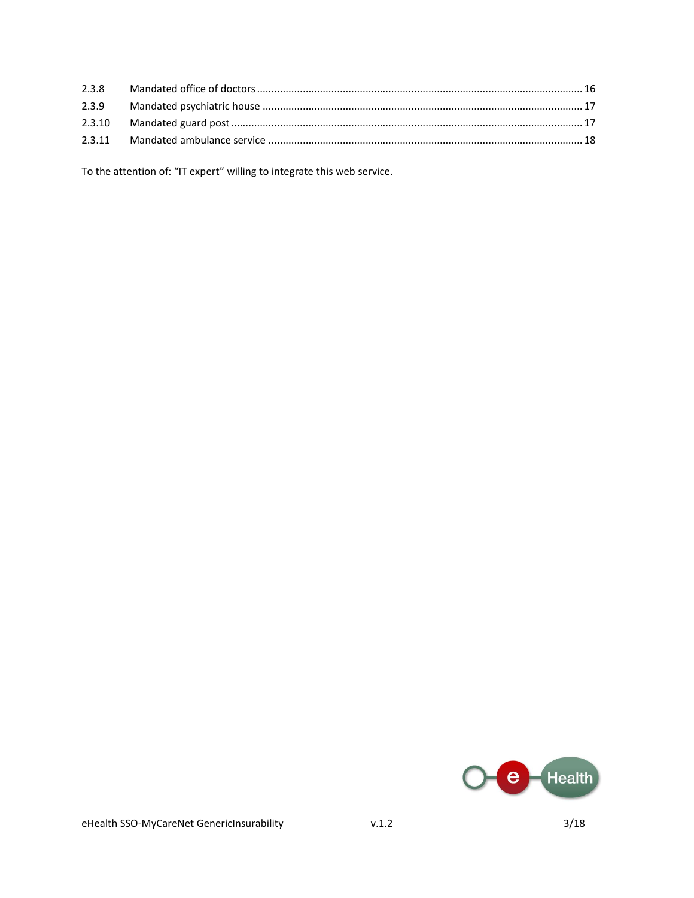| | | |
|---|---|---|
| 2.3.8 | Mandated office of doctors | 16 |
| 2.3.9 | Mandated psychiatric house | 17 |
| 2.3.10 | Mandated guard post | 17 |
| 2.3.11 | Mandated ambulance service | 18 |

To the attention of: “IT expert” willing to integrate this web service.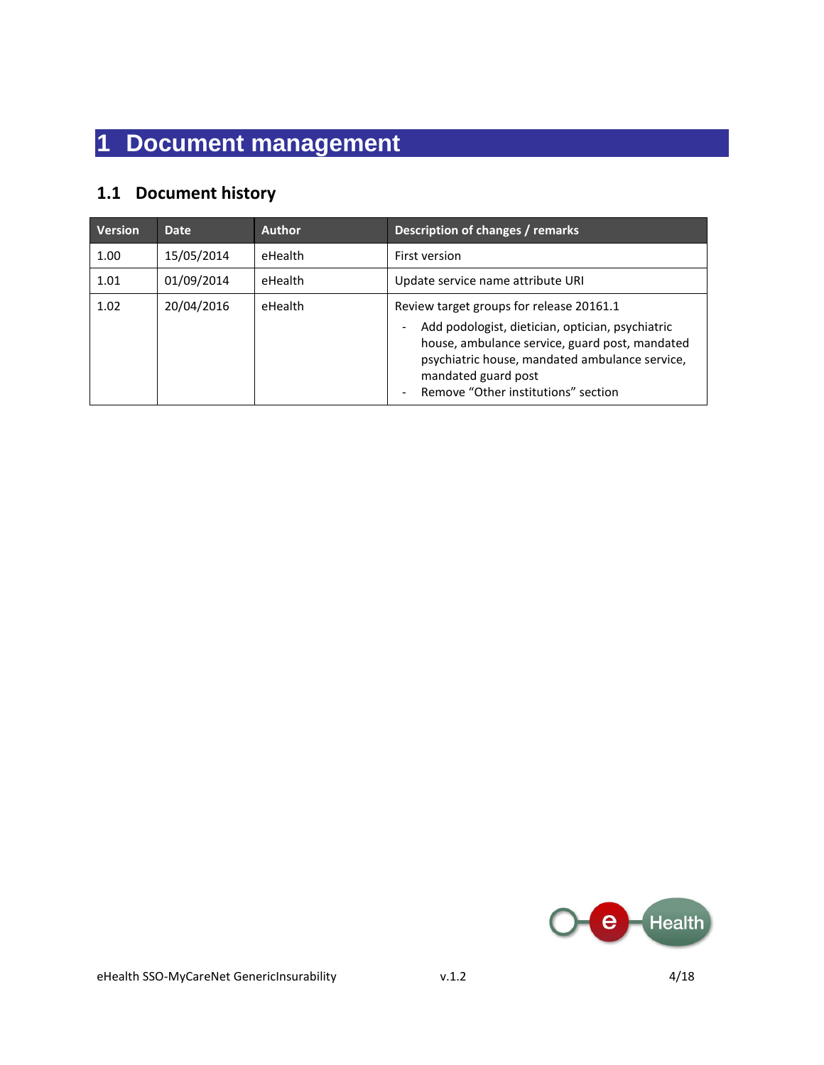# 1 Document management

## 1.1 Document history

| Version | Date | Author | Description of changes / remarks |
|---|---|---|---|
| 1.00 | 15/05/2014 | eHealth | First version |
| 1.01 | 01/09/2014 | eHealth | Update service name attribute URI |
| 1.02 | 20/04/2016 | eHealth | Review target groups for release 20161.1<br>- Add podologist, dietician, optician, psychiatric house, ambulance service, guard post, mandated psychiatric house, mandated ambulance service, mandated guard post<br>- Remove “Other institutions” section |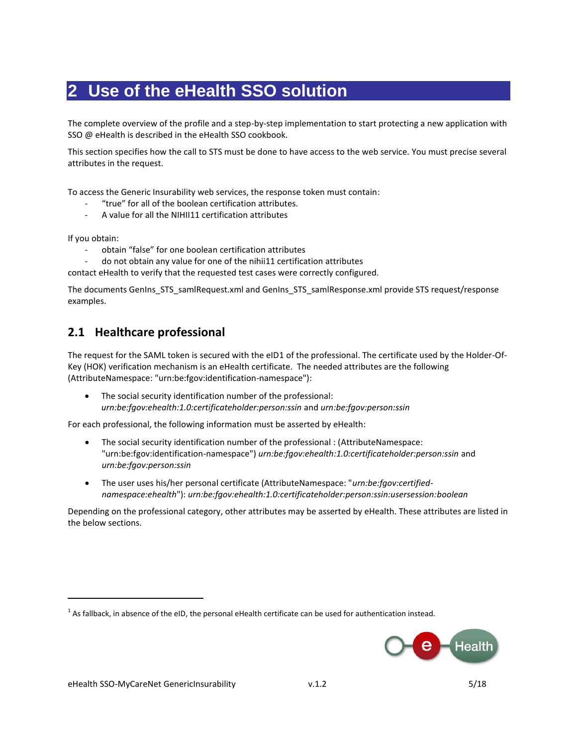# 2 Use of the eHealth SSO solution

The complete overview of the profile and a step-by-step implementation to start protecting a new application with SSO @ eHealth is described in the eHealth SSO cookbook.

This section specifies how the call to STS must be done to have access to the web service. You must precise several attributes in the request.

To access the Generic Insurability web services, the response token must contain:

- "true" for all of the boolean certification attributes.
- A value for all the NIHII11 certification attributes

If you obtain:

- obtain "false" for one boolean certification attributes
- do not obtain any value for one of the nihii11 certification attributes

contact eHealth to verify that the requested test cases were correctly configured.

The documents GenIns_STS_samlRequest.xml and GenIns_STS_samlResponse.xml provide STS request/response examples.

## 2.1 Healthcare professional

The request for the SAML token is secured with the eID[1] of the professional. The certificate used by the Holder-Of-Key (HOK) verification mechanism is an eHealth certificate. The needed attributes are the following (AttributeNamespace: "urn:be:fgov:identification-namespace"):

- The social security identification number of the professional: *urn:be:fgov:ehealth:1.0:certificateholder:person:ssin* and *urn:be:fgov:person:ssin*

For each professional, the following information must be asserted by eHealth:

- The social security identification number of the professional : (AttributeNamespace: "urn:be:fgov:identification-namespace") *urn:be:fgov:ehealth:1.0:certificateholder:person:ssin* and *urn:be:fgov:person:ssin*
- The user uses his/her personal certificate (AttributeNamespace: "*urn:be:fgov:certified-namespace:ehealth*"): *urn:be:fgov:ehealth:1.0:certificateholder:person:ssin:usersession:boolean*

Depending on the professional category, other attributes may be asserted by eHealth. These attributes are listed in the below sections.

[1] As fallback, in absence of the eID, the personal eHealth certificate can be used for authentication instead.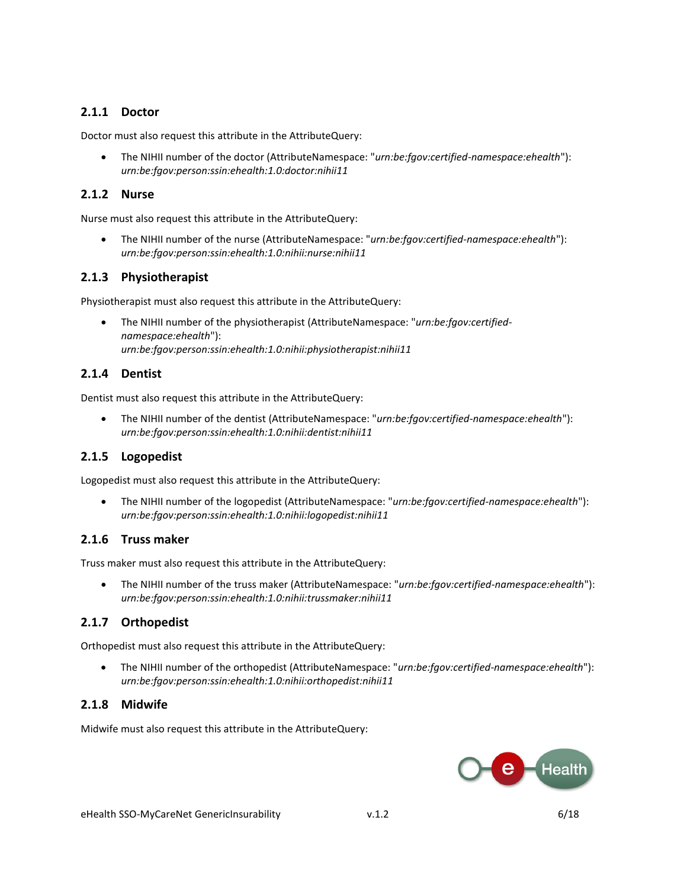### 2.1.1 Doctor

Doctor must also request this attribute in the AttributeQuery:

- The NIHII number of the doctor (AttributeNamespace: "*urn:be:fgov:certified-namespace:ehealth*"): *urn:be:fgov:person:ssin:ehealth:1.0:doctor:nihii11*

### 2.1.2 Nurse

Nurse must also request this attribute in the AttributeQuery:

- The NIHII number of the nurse (AttributeNamespace: "*urn:be:fgov:certified-namespace:ehealth*"): *urn:be:fgov:person:ssin:ehealth:1.0:nihii:nurse:nihii11*

### 2.1.3 Physiotherapist

Physiotherapist must also request this attribute in the AttributeQuery:

- The NIHII number of the physiotherapist (AttributeNamespace: "*urn:be:fgov:certified-namespace:ehealth*"): *urn:be:fgov:person:ssin:ehealth:1.0:nihii:physiotherapist:nihii11*

### 2.1.4 Dentist

Dentist must also request this attribute in the AttributeQuery:

- The NIHII number of the dentist (AttributeNamespace: "*urn:be:fgov:certified-namespace:ehealth*"): *urn:be:fgov:person:ssin:ehealth:1.0:nihii:dentist:nihii11*

### 2.1.5 Logopedist

Logopedist must also request this attribute in the AttributeQuery:

- The NIHII number of the logopedist (AttributeNamespace: "*urn:be:fgov:certified-namespace:ehealth*"): *urn:be:fgov:person:ssin:ehealth:1.0:nihii:logopedist:nihii11*

### 2.1.6 Truss maker

Truss maker must also request this attribute in the AttributeQuery:

- The NIHII number of the truss maker (AttributeNamespace: "*urn:be:fgov:certified-namespace:ehealth*"): *urn:be:fgov:person:ssin:ehealth:1.0:nihii:trussmaker:nihii11*

### 2.1.7 Orthopedist

Orthopedist must also request this attribute in the AttributeQuery:

- The NIHII number of the orthopedist (AttributeNamespace: "*urn:be:fgov:certified-namespace:ehealth*"): *urn:be:fgov:person:ssin:ehealth:1.0:nihii:orthopedist:nihii11*

### 2.1.8 Midwife

Midwife must also request this attribute in the AttributeQuery: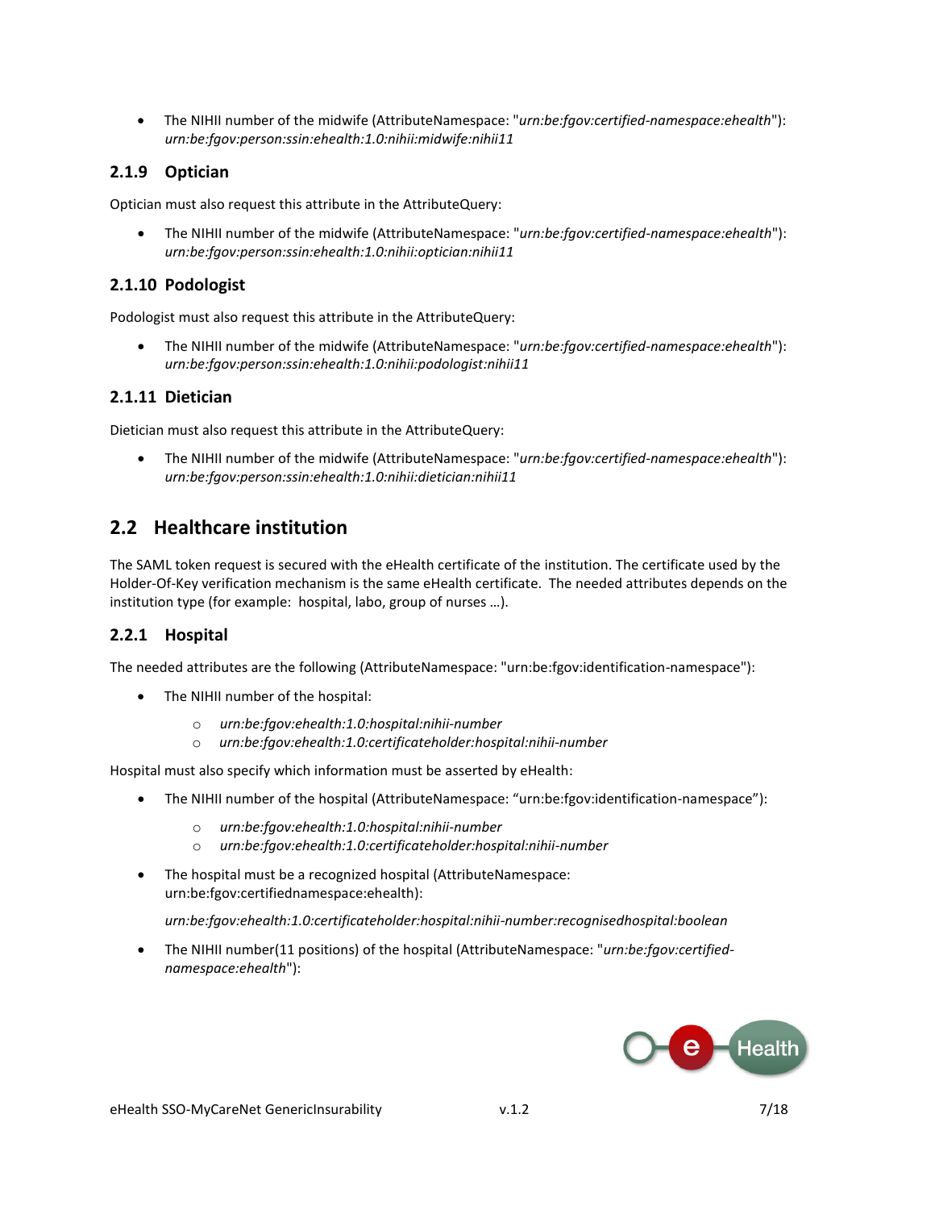- The NIHII number of the midwife (AttributeNamespace: "*urn:be:fgov:certified-namespace:ehealth*"): *urn:be:fgov:person:ssin:ehealth:1.0:nihii:midwife:nihii11*

### 2.1.9 Optician

Optician must also request this attribute in the AttributeQuery:

- The NIHII number of the midwife (AttributeNamespace: "*urn:be:fgov:certified-namespace:ehealth*"): *urn:be:fgov:person:ssin:ehealth:1.0:nihii:optician:nihii11*

### 2.1.10 Podologist

Podologist must also request this attribute in the AttributeQuery:

- The NIHII number of the midwife (AttributeNamespace: "*urn:be:fgov:certified-namespace:ehealth*"): *urn:be:fgov:person:ssin:ehealth:1.0:nihii:podologist:nihii11*

### 2.1.11 Dietician

Dietician must also request this attribute in the AttributeQuery:

- The NIHII number of the midwife (AttributeNamespace: "*urn:be:fgov:certified-namespace:ehealth*"): *urn:be:fgov:person:ssin:ehealth:1.0:nihii:dietician:nihii11*

## 2.2 Healthcare institution

The SAML token request is secured with the eHealth certificate of the institution. The certificate used by the Holder-Of-Key verification mechanism is the same eHealth certificate. The needed attributes depends on the institution type (for example: hospital, labo, group of nurses …).

### 2.2.1 Hospital

The needed attributes are the following (AttributeNamespace: "urn:be:fgov:identification-namespace"):

- The NIHII number of the hospital:
  - *urn:be:fgov:ehealth:1.0:hospital:nihii-number*
  - *urn:be:fgov:ehealth:1.0:certificateholder:hospital:nihii-number*

Hospital must also specify which information must be asserted by eHealth:

- The NIHII number of the hospital (AttributeNamespace: "urn:be:fgov:identification-namespace"):
  - *urn:be:fgov:ehealth:1.0:hospital:nihii-number*
  - *urn:be:fgov:ehealth:1.0:certificateholder:hospital:nihii-number*
- The hospital must be a recognized hospital (AttributeNamespace: urn:be:fgov:certifiednamespace:ehealth):

  *urn:be:fgov:ehealth:1.0:certificateholder:hospital:nihii-number:recognisedhospital:boolean*
- The NIHII number(11 positions) of the hospital (AttributeNamespace: "*urn:be:fgov:certified-namespace:ehealth*"):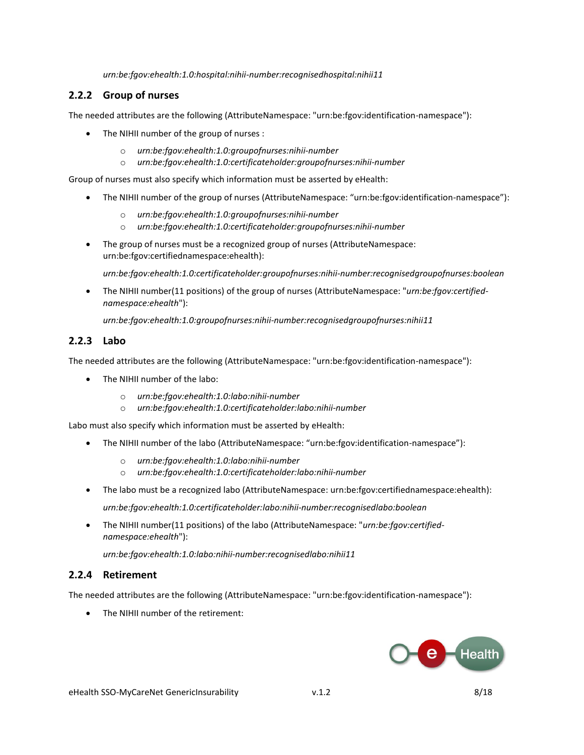*urn:be:fgov:ehealth:1.0:hospital:nihii-number:recognisedhospital:nihii11*

### 2.2.2 Group of nurses

The needed attributes are the following (AttributeNamespace: "urn:be:fgov:identification-namespace"):

- The NIHII number of the group of nurses :
    - *urn:be:fgov:ehealth:1.0:groupofnurses:nihii-number*
    - *urn:be:fgov:ehealth:1.0:certificateholder:groupofnurses:nihii-number*

Group of nurses must also specify which information must be asserted by eHealth:

- The NIHII number of the group of nurses (AttributeNamespace: "urn:be:fgov:identification-namespace"):
    - *urn:be:fgov:ehealth:1.0:groupofnurses:nihii-number*
    - *urn:be:fgov:ehealth:1.0:certificateholder:groupofnurses:nihii-number*
- The group of nurses must be a recognized group of nurses (AttributeNamespace: urn:be:fgov:certifiednamespace:ehealth):

  *urn:be:fgov:ehealth:1.0:certificateholder:groupofnurses:nihii-number:recognisedgroupofnurses:boolean*

- The NIHII number(11 positions) of the group of nurses (AttributeNamespace: "*urn:be:fgov:certified-namespace:ehealth*"):

  *urn:be:fgov:ehealth:1.0:groupofnurses:nihii-number:recognisedgroupofnurses:nihii11*

### 2.2.3 Labo

The needed attributes are the following (AttributeNamespace: "urn:be:fgov:identification-namespace"):

- The NIHII number of the labo:
    - *urn:be:fgov:ehealth:1.0:labo:nihii-number*
    - *urn:be:fgov:ehealth:1.0:certificateholder:labo:nihii-number*

Labo must also specify which information must be asserted by eHealth:

- The NIHII number of the labo (AttributeNamespace: "urn:be:fgov:identification-namespace"):
    - *urn:be:fgov:ehealth:1.0:labo:nihii-number*
    - *urn:be:fgov:ehealth:1.0:certificateholder:labo:nihii-number*
- The labo must be a recognized labo (AttributeNamespace: urn:be:fgov:certifiednamespace:ehealth):

  *urn:be:fgov:ehealth:1.0:certificateholder:labo:nihii-number:recognisedlabo:boolean*

- The NIHII number(11 positions) of the labo (AttributeNamespace: "*urn:be:fgov:certified-namespace:ehealth*"):

  *urn:be:fgov:ehealth:1.0:labo:nihii-number:recognisedlabo:nihii11*

### 2.2.4 Retirement

The needed attributes are the following (AttributeNamespace: "urn:be:fgov:identification-namespace"):

- The NIHII number of the retirement: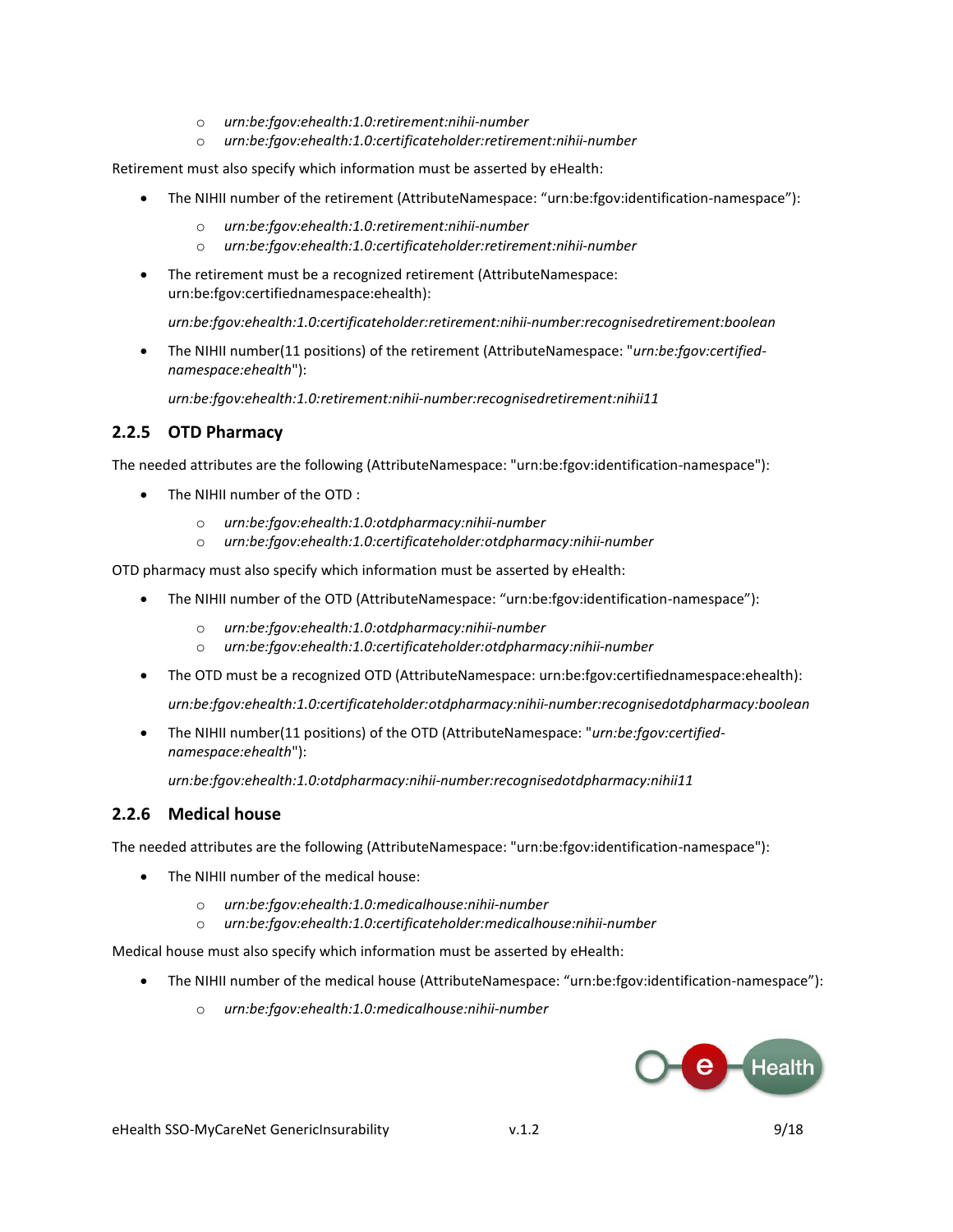- *urn:be:fgov:ehealth:1.0:retirement:nihii-number*
- *urn:be:fgov:ehealth:1.0:certificateholder:retirement:nihii-number*

Retirement must also specify which information must be asserted by eHealth:

- The NIHII number of the retirement (AttributeNamespace: “urn:be:fgov:identification-namespace”):
  - *urn:be:fgov:ehealth:1.0:retirement:nihii-number*
  - *urn:be:fgov:ehealth:1.0:certificateholder:retirement:nihii-number*
- The retirement must be a recognized retirement (AttributeNamespace: urn:be:fgov:certifiednamespace:ehealth):

  *urn:be:fgov:ehealth:1.0:certificateholder:retirement:nihii-number:recognisedretirement:boolean*
- The NIHII number(11 positions) of the retirement (AttributeNamespace: "*urn:be:fgov:certified-namespace:ehealth*"):

  *urn:be:fgov:ehealth:1.0:retirement:nihii-number:recognisedretirement:nihii11*

### 2.2.5 OTD Pharmacy

The needed attributes are the following (AttributeNamespace: "urn:be:fgov:identification-namespace"):

- The NIHII number of the OTD :
  - *urn:be:fgov:ehealth:1.0:otdpharmacy:nihii-number*
  - *urn:be:fgov:ehealth:1.0:certificateholder:otdpharmacy:nihii-number*

OTD pharmacy must also specify which information must be asserted by eHealth:

- The NIHII number of the OTD (AttributeNamespace: “urn:be:fgov:identification-namespace”):
  - *urn:be:fgov:ehealth:1.0:otdpharmacy:nihii-number*
  - *urn:be:fgov:ehealth:1.0:certificateholder:otdpharmacy:nihii-number*
- The OTD must be a recognized OTD (AttributeNamespace: urn:be:fgov:certifiednamespace:ehealth):

  *urn:be:fgov:ehealth:1.0:certificateholder:otdpharmacy:nihii-number:recognisedotdpharmacy:boolean*
- The NIHII number(11 positions) of the OTD (AttributeNamespace: "*urn:be:fgov:certified-namespace:ehealth*"):

  *urn:be:fgov:ehealth:1.0:otdpharmacy:nihii-number:recognisedotdpharmacy:nihii11*

### 2.2.6 Medical house

The needed attributes are the following (AttributeNamespace: "urn:be:fgov:identification-namespace"):

- The NIHII number of the medical house:
  - *urn:be:fgov:ehealth:1.0:medicalhouse:nihii-number*
  - *urn:be:fgov:ehealth:1.0:certificateholder:medicalhouse:nihii-number*

Medical house must also specify which information must be asserted by eHealth:

- The NIHII number of the medical house (AttributeNamespace: “urn:be:fgov:identification-namespace”):
  - *urn:be:fgov:ehealth:1.0:medicalhouse:nihii-number*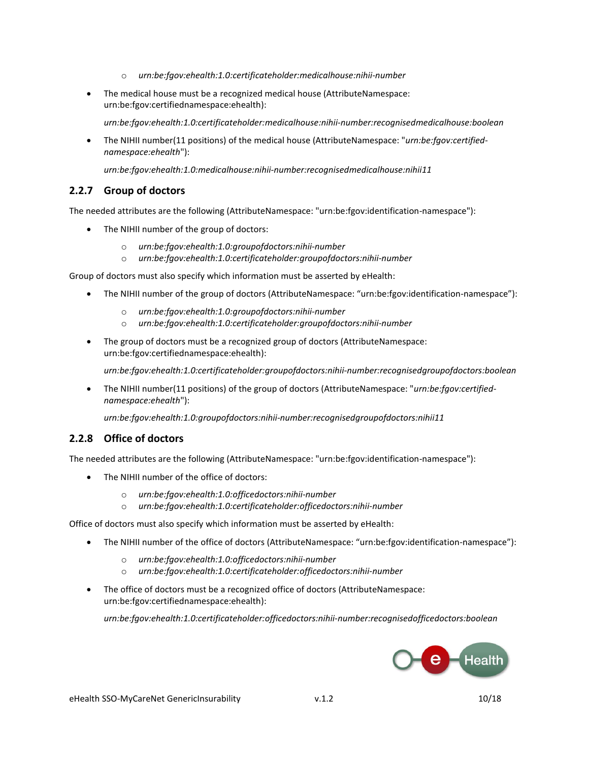- *urn:be:fgov:ehealth:1.0:certificateholder:medicalhouse:nihii-number*

- The medical house must be a recognized medical house (AttributeNamespace: urn:be:fgov:certifiednamespace:ehealth):

  *urn:be:fgov:ehealth:1.0:certificateholder:medicalhouse:nihii-number:recognisedmedicalhouse:boolean*

- The NIHII number(11 positions) of the medical house (AttributeNamespace: "*urn:be:fgov:certified-namespace:ehealth*"):

  *urn:be:fgov:ehealth:1.0:medicalhouse:nihii-number:recognisedmedicalhouse:nihii11*

### 2.2.7 Group of doctors

The needed attributes are the following (AttributeNamespace: "urn:be:fgov:identification-namespace"):

- The NIHII number of the group of doctors:
  - *urn:be:fgov:ehealth:1.0:groupofdoctors:nihii-number*
  - *urn:be:fgov:ehealth:1.0:certificateholder:groupofdoctors:nihii-number*

Group of doctors must also specify which information must be asserted by eHealth:

- The NIHII number of the group of doctors (AttributeNamespace: "urn:be:fgov:identification-namespace"):
  - *urn:be:fgov:ehealth:1.0:groupofdoctors:nihii-number*
  - *urn:be:fgov:ehealth:1.0:certificateholder:groupofdoctors:nihii-number*

- The group of doctors must be a recognized group of doctors (AttributeNamespace: urn:be:fgov:certifiednamespace:ehealth):

  *urn:be:fgov:ehealth:1.0:certificateholder:groupofdoctors:nihii-number:recognisedgroupofdoctors:boolean*

- The NIHII number(11 positions) of the group of doctors (AttributeNamespace: "*urn:be:fgov:certified-namespace:ehealth*"):

  *urn:be:fgov:ehealth:1.0:groupofdoctors:nihii-number:recognisedgroupofdoctors:nihii11*

### 2.2.8 Office of doctors

The needed attributes are the following (AttributeNamespace: "urn:be:fgov:identification-namespace"):

- The NIHII number of the office of doctors:
  - *urn:be:fgov:ehealth:1.0:officedoctors:nihii-number*
  - *urn:be:fgov:ehealth:1.0:certificateholder:officedoctors:nihii-number*

Office of doctors must also specify which information must be asserted by eHealth:

- The NIHII number of the office of doctors (AttributeNamespace: "urn:be:fgov:identification-namespace"):
  - *urn:be:fgov:ehealth:1.0:officedoctors:nihii-number*
  - *urn:be:fgov:ehealth:1.0:certificateholder:officedoctors:nihii-number*

- The office of doctors must be a recognized office of doctors (AttributeNamespace: urn:be:fgov:certifiednamespace:ehealth):

  *urn:be:fgov:ehealth:1.0:certificateholder:officedoctors:nihii-number:recognisedofficedoctors:boolean*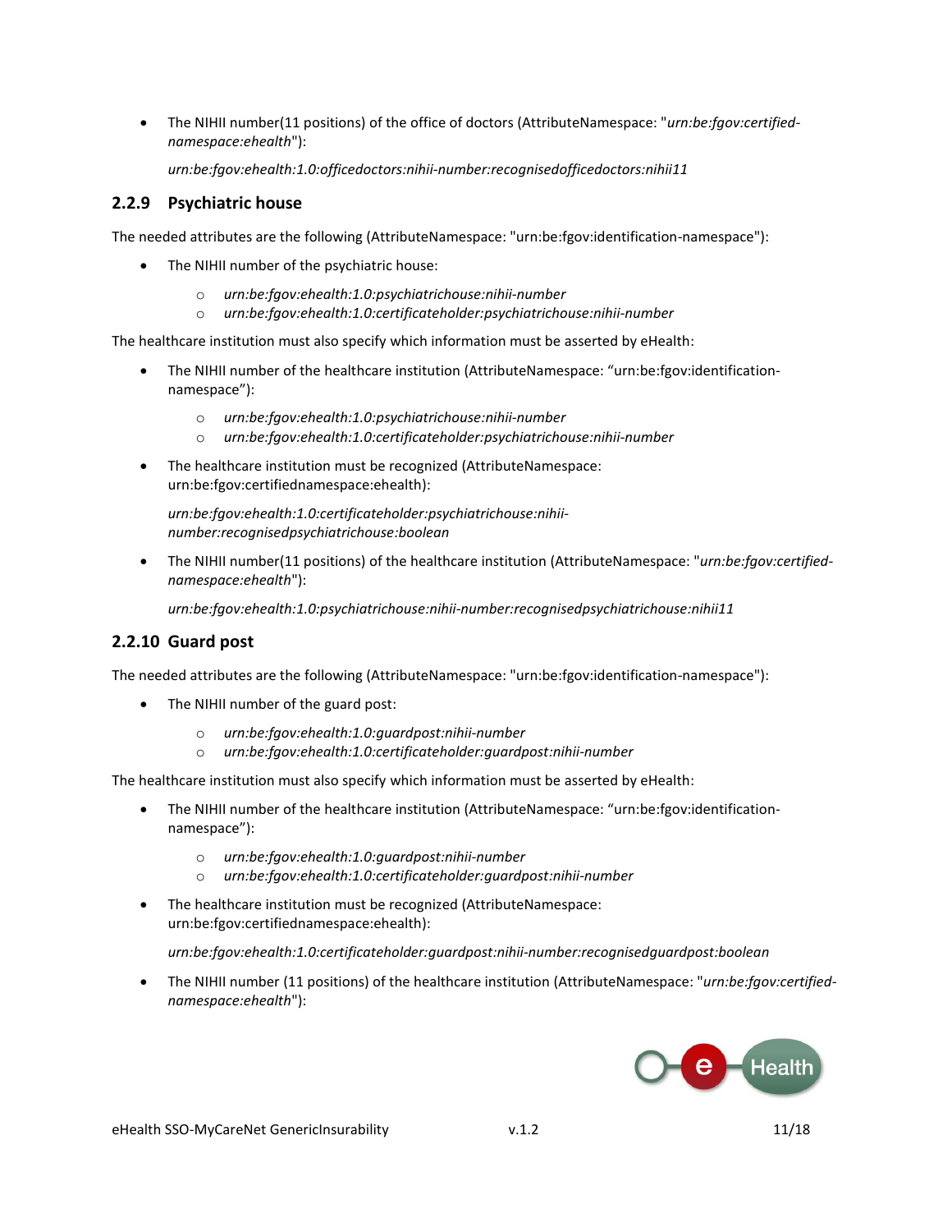- The NIHII number(11 positions) of the office of doctors (AttributeNamespace: "*urn:be:fgov:certified-namespace:ehealth*"):

  *urn:be:fgov:ehealth:1.0:officedoctors:nihii-number:recognisedofficedoctors:nihii11*

### 2.2.9 Psychiatric house

The needed attributes are the following (AttributeNamespace: "urn:be:fgov:identification-namespace"):

- The NIHII number of the psychiatric house:
  - *urn:be:fgov:ehealth:1.0:psychiatrichouse:nihii-number*
  - *urn:be:fgov:ehealth:1.0:certificateholder:psychiatrichouse:nihii-number*

The healthcare institution must also specify which information must be asserted by eHealth:

- The NIHII number of the healthcare institution (AttributeNamespace: "urn:be:fgov:identification-namespace"):
  - *urn:be:fgov:ehealth:1.0:psychiatrichouse:nihii-number*
  - *urn:be:fgov:ehealth:1.0:certificateholder:psychiatrichouse:nihii-number*
- The healthcare institution must be recognized (AttributeNamespace: urn:be:fgov:certifiednamespace:ehealth):

  *urn:be:fgov:ehealth:1.0:certificateholder:psychiatrichouse:nihii-number:recognisedpsychiatrichouse:boolean*

- The NIHII number(11 positions) of the healthcare institution (AttributeNamespace: "*urn:be:fgov:certified-namespace:ehealth*"):

  *urn:be:fgov:ehealth:1.0:psychiatrichouse:nihii-number:recognisedpsychiatrichouse:nihii11*

### 2.2.10 Guard post

The needed attributes are the following (AttributeNamespace: "urn:be:fgov:identification-namespace"):

- The NIHII number of the guard post:
  - *urn:be:fgov:ehealth:1.0:guardpost:nihii-number*
  - *urn:be:fgov:ehealth:1.0:certificateholder:guardpost:nihii-number*

The healthcare institution must also specify which information must be asserted by eHealth:

- The NIHII number of the healthcare institution (AttributeNamespace: "urn:be:fgov:identification-namespace"):
  - *urn:be:fgov:ehealth:1.0:guardpost:nihii-number*
  - *urn:be:fgov:ehealth:1.0:certificateholder:guardpost:nihii-number*
- The healthcare institution must be recognized (AttributeNamespace: urn:be:fgov:certifiednamespace:ehealth):

  *urn:be:fgov:ehealth:1.0:certificateholder:guardpost:nihii-number:recognisedguardpost:boolean*

- The NIHII number (11 positions) of the healthcare institution (AttributeNamespace: "*urn:be:fgov:certified-namespace:ehealth*"):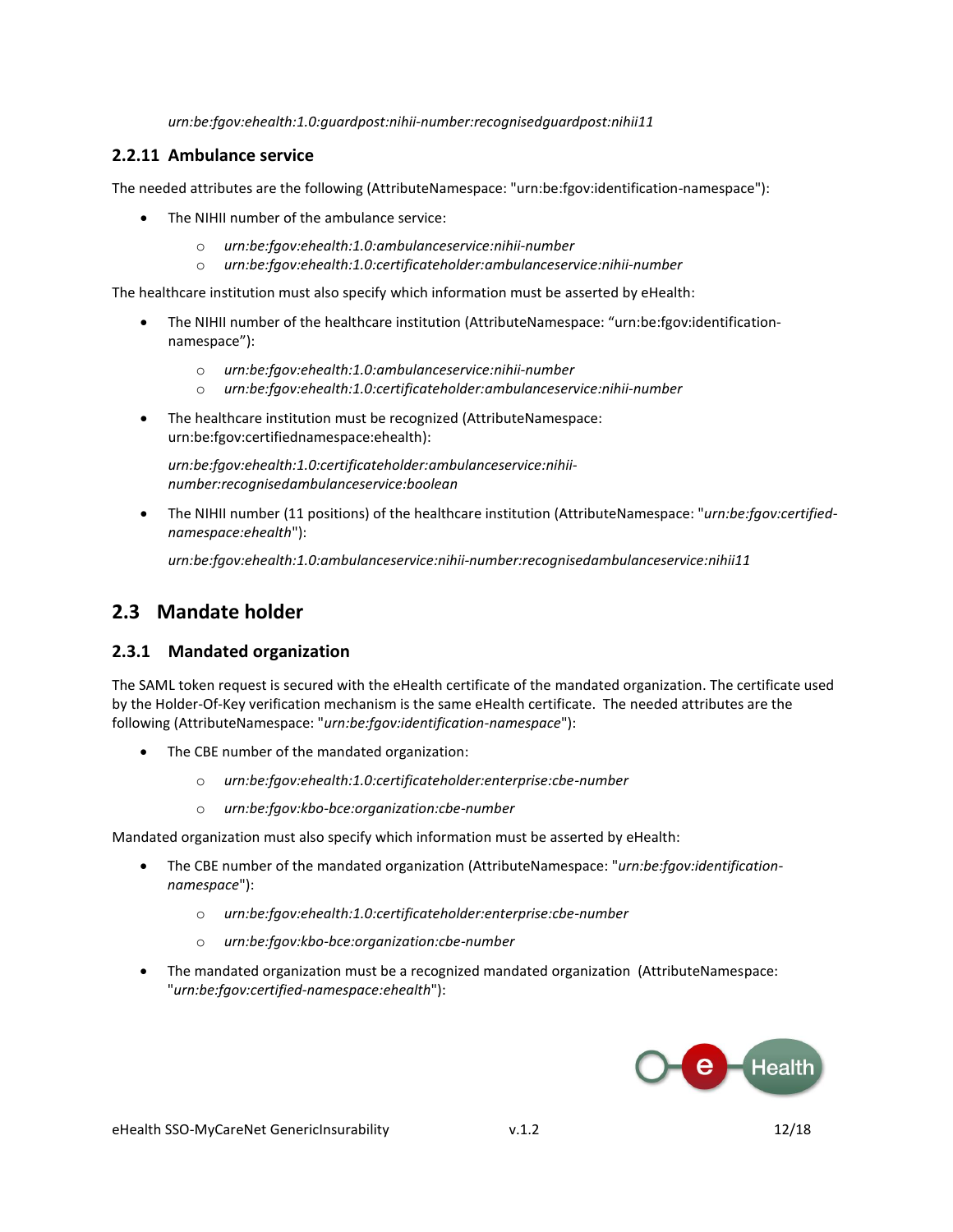*urn:be:fgov:ehealth:1.0:guardpost:nihii-number:recognisedguardpost:nihii11*

### 2.2.11 Ambulance service

The needed attributes are the following (AttributeNamespace: "urn:be:fgov:identification-namespace"):

- The NIHII number of the ambulance service:
    - *urn:be:fgov:ehealth:1.0:ambulanceservice:nihii-number*
    - *urn:be:fgov:ehealth:1.0:certificateholder:ambulanceservice:nihii-number*

The healthcare institution must also specify which information must be asserted by eHealth:

- The NIHII number of the healthcare institution (AttributeNamespace: "urn:be:fgov:identification-namespace"):
    - *urn:be:fgov:ehealth:1.0:ambulanceservice:nihii-number*
    - *urn:be:fgov:ehealth:1.0:certificateholder:ambulanceservice:nihii-number*
- The healthcare institution must be recognized (AttributeNamespace: urn:be:fgov:certifiednamespace:ehealth):

  *urn:be:fgov:ehealth:1.0:certificateholder:ambulanceservice:nihii-number:recognisedambulanceservice:boolean*

- The NIHII number (11 positions) of the healthcare institution (AttributeNamespace: "*urn:be:fgov:certified-namespace:ehealth*"):

  *urn:be:fgov:ehealth:1.0:ambulanceservice:nihii-number:recognisedambulanceservice:nihii11*

## 2.3 Mandate holder

### 2.3.1 Mandated organization

The SAML token request is secured with the eHealth certificate of the mandated organization. The certificate used by the Holder-Of-Key verification mechanism is the same eHealth certificate. The needed attributes are the following (AttributeNamespace: "*urn:be:fgov:identification-namespace*"):

- The CBE number of the mandated organization:
    - *urn:be:fgov:ehealth:1.0:certificateholder:enterprise:cbe-number*
    - *urn:be:fgov:kbo-bce:organization:cbe-number*

Mandated organization must also specify which information must be asserted by eHealth:

- The CBE number of the mandated organization (AttributeNamespace: "*urn:be:fgov:identification-namespace*"):
    - *urn:be:fgov:ehealth:1.0:certificateholder:enterprise:cbe-number*
    - *urn:be:fgov:kbo-bce:organization:cbe-number*
- The mandated organization must be a recognized mandated organization (AttributeNamespace: "*urn:be:fgov:certified-namespace:ehealth*"):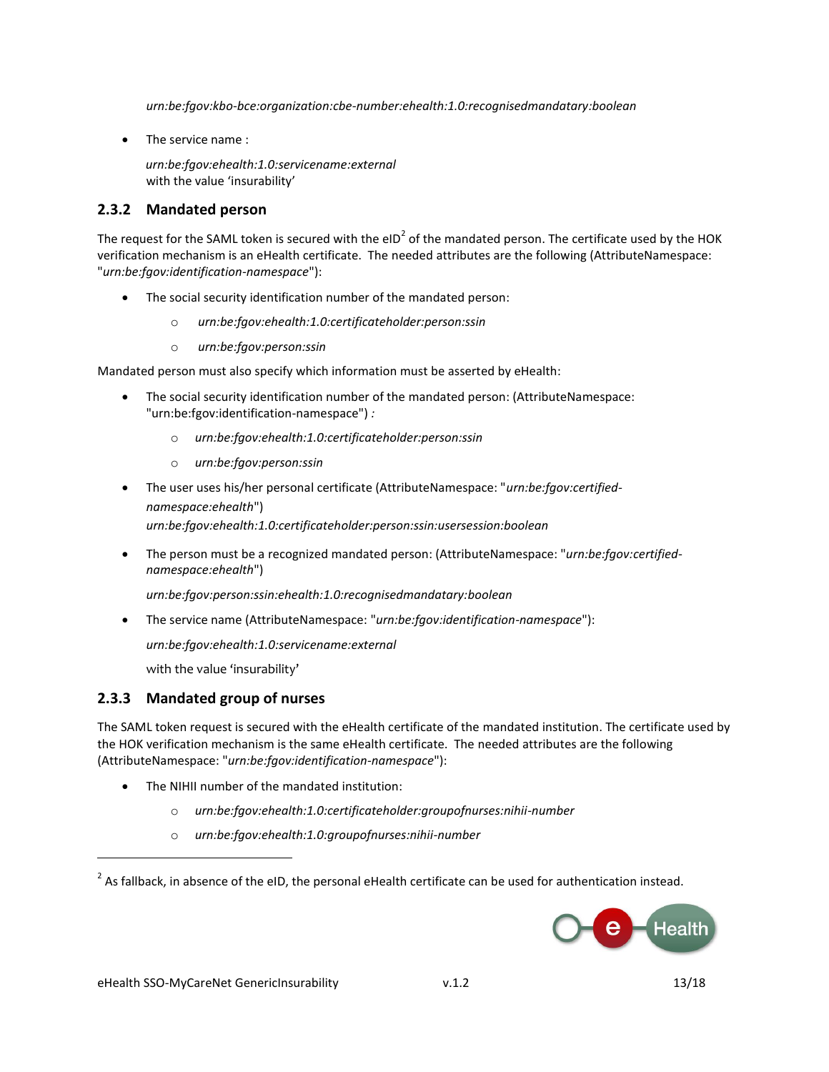*urn:be:fgov:kbo-bce:organization:cbe-number:ehealth:1.0:recognisedmandatary:boolean*

- The service name :

  *urn:be:fgov:ehealth:1.0:servicename:external*
  with the value 'insurability'

### 2.3.2 Mandated person

The request for the SAML token is secured with the eID[2] of the mandated person. The certificate used by the HOK verification mechanism is an eHealth certificate. The needed attributes are the following (AttributeNamespace: "*urn:be:fgov:identification-namespace*"):

- The social security identification number of the mandated person:
  - *urn:be:fgov:ehealth:1.0:certificateholder:person:ssin*
  - *urn:be:fgov:person:ssin*

Mandated person must also specify which information must be asserted by eHealth:

- The social security identification number of the mandated person: (AttributeNamespace: "urn:be:fgov:identification-namespace") *:*
  - *urn:be:fgov:ehealth:1.0:certificateholder:person:ssin*
  - *urn:be:fgov:person:ssin*
- The user uses his/her personal certificate (AttributeNamespace: "*urn:be:fgov:certified-namespace:ehealth*")
  *urn:be:fgov:ehealth:1.0:certificateholder:person:ssin:usersession:boolean*
- The person must be a recognized mandated person: (AttributeNamespace: "*urn:be:fgov:certified-namespace:ehealth*")

  *urn:be:fgov:person:ssin:ehealth:1.0:recognisedmandatary:boolean*
- The service name (AttributeNamespace: "*urn:be:fgov:identification-namespace*"):

  *urn:be:fgov:ehealth:1.0:servicename:external*

  with the value 'insurability'

### 2.3.3 Mandated group of nurses

The SAML token request is secured with the eHealth certificate of the mandated institution. The certificate used by the HOK verification mechanism is the same eHealth certificate. The needed attributes are the following (AttributeNamespace: "*urn:be:fgov:identification-namespace*"):

- The NIHII number of the mandated institution:
  - *urn:be:fgov:ehealth:1.0:certificateholder:groupofnurses:nihii-number*
  - *urn:be:fgov:ehealth:1.0:groupofnurses:nihii-number*

[2] As fallback, in absence of the eID, the personal eHealth certificate can be used for authentication instead.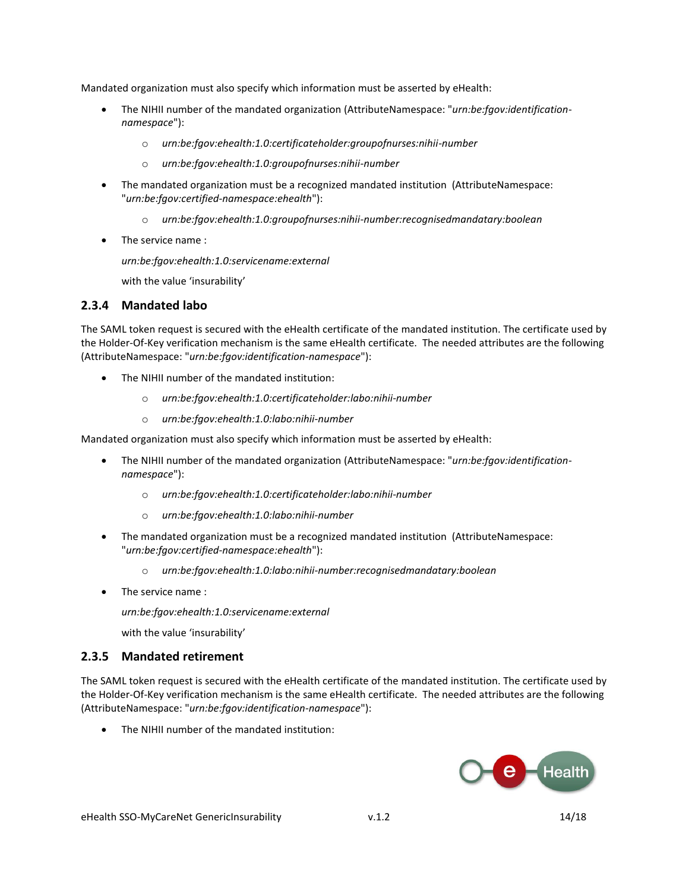Mandated organization must also specify which information must be asserted by eHealth:

- The NIHII number of the mandated organization (AttributeNamespace: "*urn:be:fgov:identification-namespace*"):
  - *urn:be:fgov:ehealth:1.0:certificateholder:groupofnurses:nihii-number*
  - *urn:be:fgov:ehealth:1.0:groupofnurses:nihii-number*
- The mandated organization must be a recognized mandated institution (AttributeNamespace: "*urn:be:fgov:certified-namespace:ehealth*"):
  - *urn:be:fgov:ehealth:1.0:groupofnurses:nihii-number:recognisedmandatary:boolean*
- The service name :

  *urn:be:fgov:ehealth:1.0:servicename:external*

  with the value 'insurability'

### 2.3.4 Mandated labo

The SAML token request is secured with the eHealth certificate of the mandated institution. The certificate used by the Holder-Of-Key verification mechanism is the same eHealth certificate. The needed attributes are the following (AttributeNamespace: "*urn:be:fgov:identification-namespace*"):

- The NIHII number of the mandated institution:
  - *urn:be:fgov:ehealth:1.0:certificateholder:labo:nihii-number*
  - *urn:be:fgov:ehealth:1.0:labo:nihii-number*

Mandated organization must also specify which information must be asserted by eHealth:

- The NIHII number of the mandated organization (AttributeNamespace: "*urn:be:fgov:identification-namespace*"):
  - *urn:be:fgov:ehealth:1.0:certificateholder:labo:nihii-number*
  - *urn:be:fgov:ehealth:1.0:labo:nihii-number*
- The mandated organization must be a recognized mandated institution (AttributeNamespace: "*urn:be:fgov:certified-namespace:ehealth*"):
  - *urn:be:fgov:ehealth:1.0:labo:nihii-number:recognisedmandatary:boolean*
- The service name :

  *urn:be:fgov:ehealth:1.0:servicename:external*

  with the value 'insurability'

### 2.3.5 Mandated retirement

The SAML token request is secured with the eHealth certificate of the mandated institution. The certificate used by the Holder-Of-Key verification mechanism is the same eHealth certificate. The needed attributes are the following (AttributeNamespace: "*urn:be:fgov:identification-namespace*"):

- The NIHII number of the mandated institution: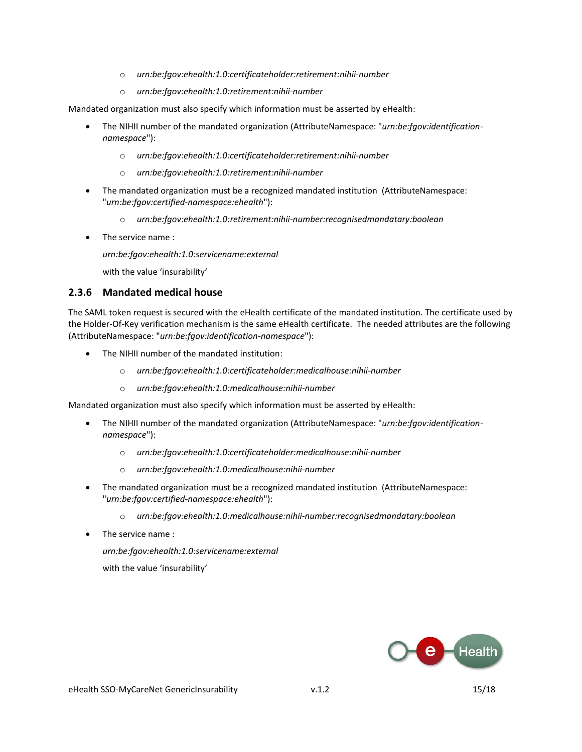- *urn:be:fgov:ehealth:1.0:certificateholder:retirement:nihii-number*
  - *urn:be:fgov:ehealth:1.0:retirement:nihii-number*

Mandated organization must also specify which information must be asserted by eHealth:

- The NIHII number of the mandated organization (AttributeNamespace: "*urn:be:fgov:identification-namespace*"):
  - *urn:be:fgov:ehealth:1.0:certificateholder:retirement:nihii-number*
  - *urn:be:fgov:ehealth:1.0:retirement:nihii-number*
- The mandated organization must be a recognized mandated institution (AttributeNamespace: "*urn:be:fgov:certified-namespace:ehealth*"):
  - *urn:be:fgov:ehealth:1.0:retirement:nihii-number:recognisedmandatary:boolean*
- The service name :

  *urn:be:fgov:ehealth:1.0:servicename:external*

  with the value 'insurability'

### 2.3.6 Mandated medical house

The SAML token request is secured with the eHealth certificate of the mandated institution. The certificate used by the Holder-Of-Key verification mechanism is the same eHealth certificate. The needed attributes are the following (AttributeNamespace: "*urn:be:fgov:identification-namespace*"):

- The NIHII number of the mandated institution:
  - *urn:be:fgov:ehealth:1.0:certificateholder:medicalhouse:nihii-number*
  - *urn:be:fgov:ehealth:1.0:medicalhouse:nihii-number*

Mandated organization must also specify which information must be asserted by eHealth:

- The NIHII number of the mandated organization (AttributeNamespace: "*urn:be:fgov:identification-namespace*"):
  - *urn:be:fgov:ehealth:1.0:certificateholder:medicalhouse:nihii-number*
  - *urn:be:fgov:ehealth:1.0:medicalhouse:nihii-number*
- The mandated organization must be a recognized mandated institution (AttributeNamespace: "*urn:be:fgov:certified-namespace:ehealth*"):
  - *urn:be:fgov:ehealth:1.0:medicalhouse:nihii-number:recognisedmandatary:boolean*
- The service name :

  *urn:be:fgov:ehealth:1.0:servicename:external*

  with the value 'insurability'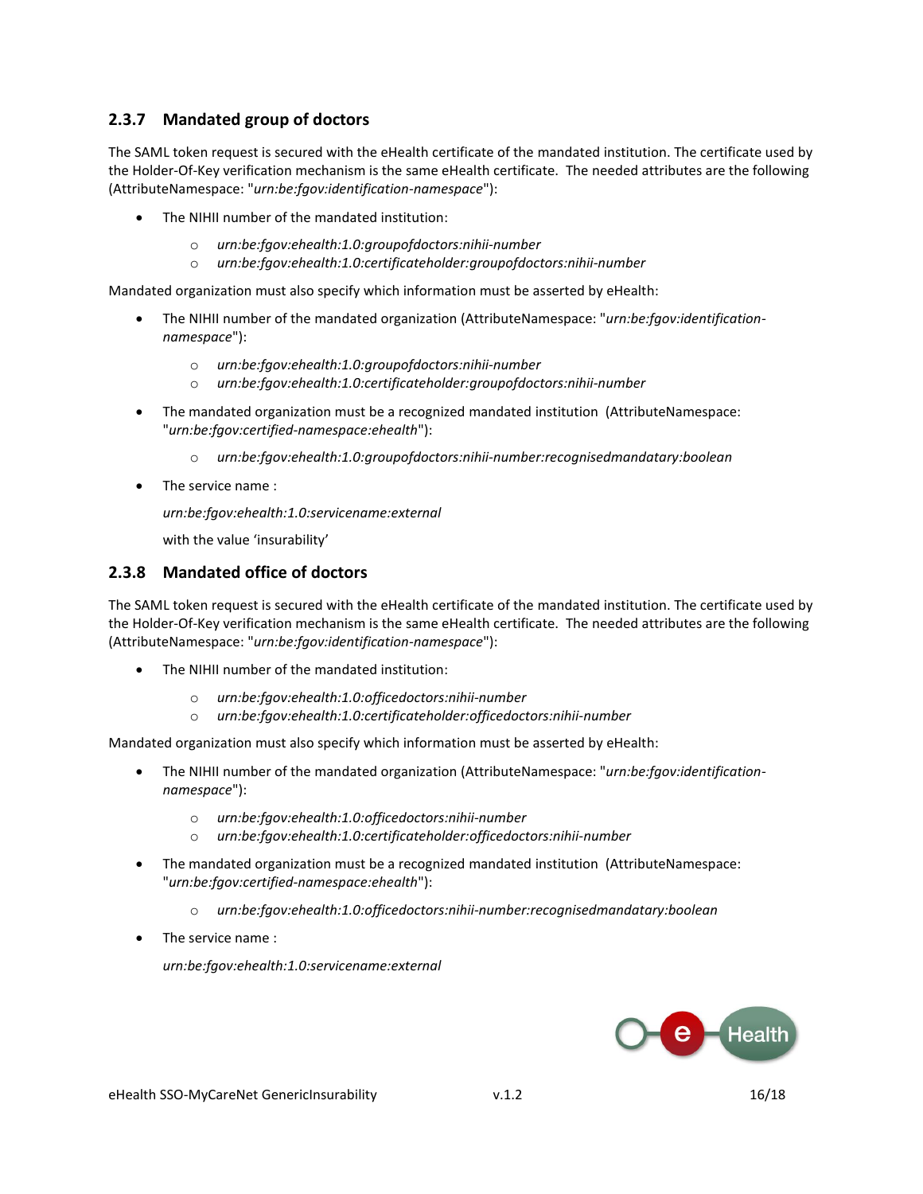### 2.3.7 Mandated group of doctors

The SAML token request is secured with the eHealth certificate of the mandated institution. The certificate used by the Holder-Of-Key verification mechanism is the same eHealth certificate. The needed attributes are the following (AttributeNamespace: "*urn:be:fgov:identification-namespace*"):

- The NIHII number of the mandated institution:
  - *urn:be:fgov:ehealth:1.0:groupofdoctors:nihii-number*
  - *urn:be:fgov:ehealth:1.0:certificateholder:groupofdoctors:nihii-number*

Mandated organization must also specify which information must be asserted by eHealth:

- The NIHII number of the mandated organization (AttributeNamespace: "*urn:be:fgov:identification-namespace*"):
  - *urn:be:fgov:ehealth:1.0:groupofdoctors:nihii-number*
  - *urn:be:fgov:ehealth:1.0:certificateholder:groupofdoctors:nihii-number*
- The mandated organization must be a recognized mandated institution (AttributeNamespace: "*urn:be:fgov:certified-namespace:ehealth*"):
  - *urn:be:fgov:ehealth:1.0:groupofdoctors:nihii-number:recognisedmandatary:boolean*
- The service name :

  *urn:be:fgov:ehealth:1.0:servicename:external*

  with the value 'insurability'

### 2.3.8 Mandated office of doctors

The SAML token request is secured with the eHealth certificate of the mandated institution. The certificate used by the Holder-Of-Key verification mechanism is the same eHealth certificate. The needed attributes are the following (AttributeNamespace: "*urn:be:fgov:identification-namespace*"):

- The NIHII number of the mandated institution:
  - *urn:be:fgov:ehealth:1.0:officedoctors:nihii-number*
  - *urn:be:fgov:ehealth:1.0:certificateholder:officedoctors:nihii-number*

Mandated organization must also specify which information must be asserted by eHealth:

- The NIHII number of the mandated organization (AttributeNamespace: "*urn:be:fgov:identification-namespace*"):
  - *urn:be:fgov:ehealth:1.0:officedoctors:nihii-number*
  - *urn:be:fgov:ehealth:1.0:certificateholder:officedoctors:nihii-number*
- The mandated organization must be a recognized mandated institution (AttributeNamespace: "*urn:be:fgov:certified-namespace:ehealth*"):
  - *urn:be:fgov:ehealth:1.0:officedoctors:nihii-number:recognisedmandatary:boolean*
- The service name :

  *urn:be:fgov:ehealth:1.0:servicename:external*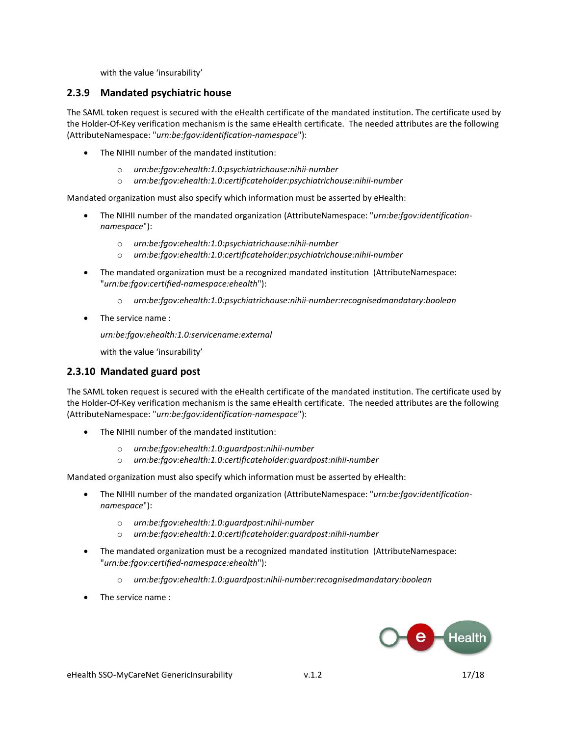with the value 'insurability'

### 2.3.9 Mandated psychiatric house

The SAML token request is secured with the eHealth certificate of the mandated institution. The certificate used by the Holder-Of-Key verification mechanism is the same eHealth certificate. The needed attributes are the following (AttributeNamespace: "*urn:be:fgov:identification-namespace*"):

- The NIHII number of the mandated institution:
  - *urn:be:fgov:ehealth:1.0:psychiatrichouse:nihii-number*
  - *urn:be:fgov:ehealth:1.0:certificateholder:psychiatrichouse:nihii-number*

Mandated organization must also specify which information must be asserted by eHealth:

- The NIHII number of the mandated organization (AttributeNamespace: "*urn:be:fgov:identification-namespace*"):
  - *urn:be:fgov:ehealth:1.0:psychiatrichouse:nihii-number*
  - *urn:be:fgov:ehealth:1.0:certificateholder:psychiatrichouse:nihii-number*
- The mandated organization must be a recognized mandated institution (AttributeNamespace: "*urn:be:fgov:certified-namespace:ehealth*"):
  - *urn:be:fgov:ehealth:1.0:psychiatrichouse:nihii-number:recognisedmandatary:boolean*
- The service name :

  *urn:be:fgov:ehealth:1.0:servicename:external*

  with the value 'insurability'

### 2.3.10 Mandated guard post

The SAML token request is secured with the eHealth certificate of the mandated institution. The certificate used by the Holder-Of-Key verification mechanism is the same eHealth certificate. The needed attributes are the following (AttributeNamespace: "*urn:be:fgov:identification-namespace*"):

- The NIHII number of the mandated institution:
  - *urn:be:fgov:ehealth:1.0:guardpost:nihii-number*
  - *urn:be:fgov:ehealth:1.0:certificateholder:guardpost:nihii-number*

Mandated organization must also specify which information must be asserted by eHealth:

- The NIHII number of the mandated organization (AttributeNamespace: "*urn:be:fgov:identification-namespace*"):
  - *urn:be:fgov:ehealth:1.0:guardpost:nihii-number*
  - *urn:be:fgov:ehealth:1.0:certificateholder:guardpost:nihii-number*
- The mandated organization must be a recognized mandated institution (AttributeNamespace: "*urn:be:fgov:certified-namespace:ehealth*"):
  - *urn:be:fgov:ehealth:1.0:guardpost:nihii-number:recognisedmandatary:boolean*
- The service name :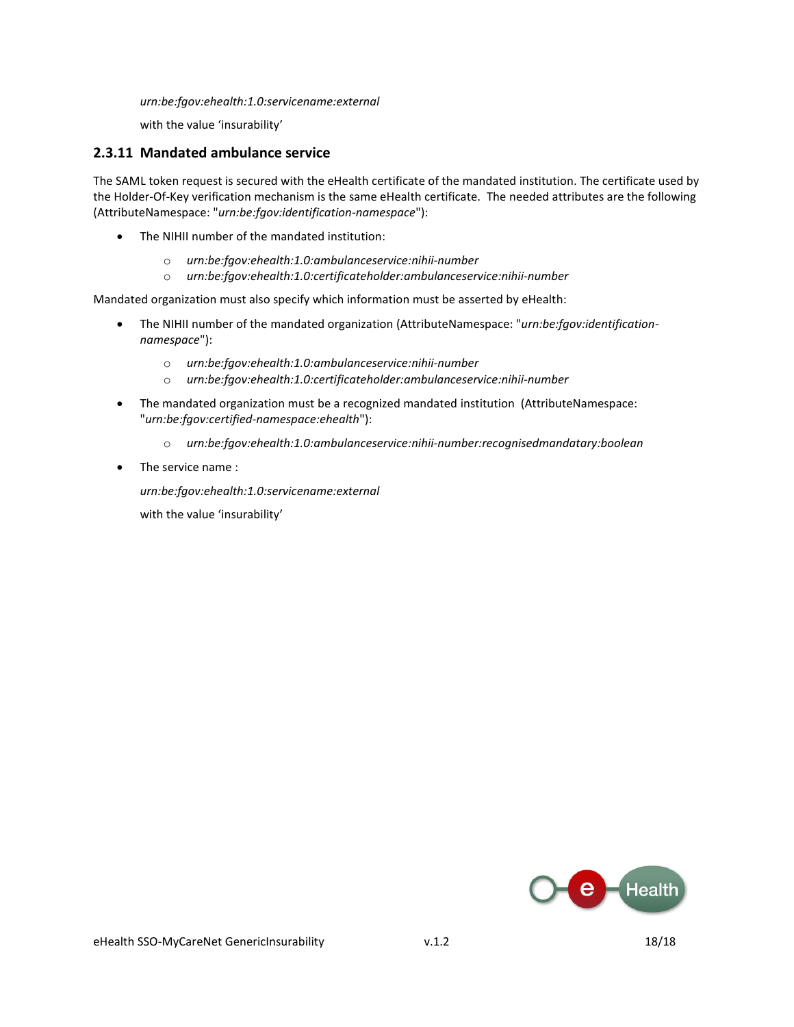*urn:be:fgov:ehealth:1.0:servicename:external*

with the value 'insurability'

### 2.3.11 Mandated ambulance service

The SAML token request is secured with the eHealth certificate of the mandated institution. The certificate used by the Holder-Of-Key verification mechanism is the same eHealth certificate. The needed attributes are the following (AttributeNamespace: "*urn:be:fgov:identification-namespace*"):

- The NIHII number of the mandated institution:
  - *urn:be:fgov:ehealth:1.0:ambulanceservice:nihii-number*
  - *urn:be:fgov:ehealth:1.0:certificateholder:ambulanceservice:nihii-number*

Mandated organization must also specify which information must be asserted by eHealth:

- The NIHII number of the mandated organization (AttributeNamespace: "*urn:be:fgov:identification-namespace*"):
  - *urn:be:fgov:ehealth:1.0:ambulanceservice:nihii-number*
  - *urn:be:fgov:ehealth:1.0:certificateholder:ambulanceservice:nihii-number*
- The mandated organization must be a recognized mandated institution (AttributeNamespace: "*urn:be:fgov:certified-namespace:ehealth*"):
  - *urn:be:fgov:ehealth:1.0:ambulanceservice:nihii-number:recognisedmandatary:boolean*
- The service name :

  *urn:be:fgov:ehealth:1.0:servicename:external*

  with the value 'insurability'